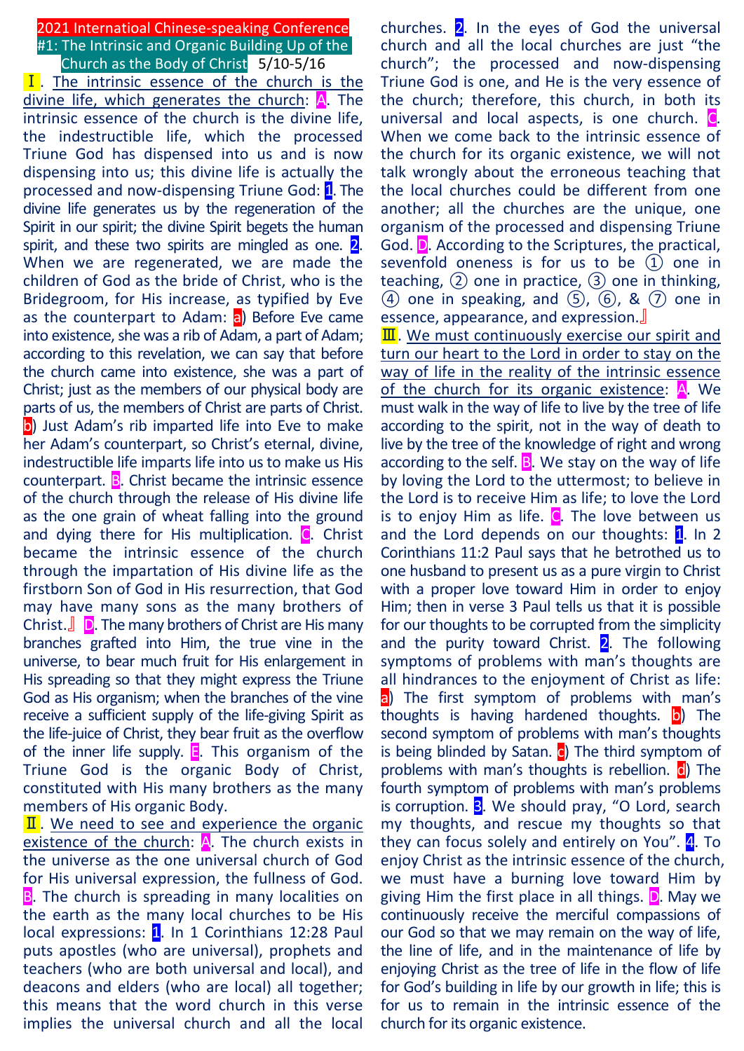# 2021 Internatioal Chinese-speaking Conference

## #1: The Intrinsic and Organic Building Up of the Church as the Body of Christ 5/10-5/16

Ⅰ. The intrinsic essence of the church is the divine life, which generates the church: A. The intrinsic essence of the church is the divine life, the indestructible life, which the processed Triune God has dispensed into us and is now dispensing into us; this divine life is actually the processed and now-dispensing Triune God: 1. The divine life generates us by the regeneration of the Spirit in our spirit; the divine Spirit begets the human spirit, and these two spirits are mingled as one. 2. When we are regenerated, we are made the children of God as the bride of Christ, who is the Bridegroom, for His increase, as typified by Eve as the counterpart to Adam: a) Before Eve came into existence, she was a rib of Adam, a part of Adam; according to this revelation, we can say that before the church came into existence, she was a part of Christ; just as the members of our physical body are parts of us, the members of Christ are parts of Christ. b) Just Adam's rib imparted life into Eve to make her Adam's counterpart, so Christ's eternal, divine, indestructible life imparts life into us to make us His counterpart. B. Christ became the intrinsic essence of the church through the release of His divine life as the one grain of wheat falling into the ground and dying there for His multiplication. C. Christ became the intrinsic essence of the church through the impartation of His divine life as the firstborn Son of God in His resurrection, that God may have many sons as the many brothers of Christ.』 D. The many brothers of Christ are His many branches grafted into Him, the true vine in the universe, to bear much fruit for His enlargement in His spreading so that they might express the Triune God as His organism; when the branches of the vine receive a sufficient supply of the life-giving Spirit as the life-juice of Christ, they bear fruit as the overflow of the inner life supply. E. This organism of the Triune God is the organic Body of Christ, constituted with His many brothers as the many members of His organic Body.

Ⅱ. We need to see and experience the organic existence of the church: A. The church exists in the universe as the one universal church of God for His universal expression, the fullness of God. B. The church is spreading in many localities on the earth as the many local churches to be His local expressions: 1. In 1 Corinthians 12:28 Paul puts apostles (who are universal), prophets and teachers (who are both universal and local), and deacons and elders (who are local) all together; this means that the word church in this verse implies the universal church and all the local churches. 2. In the eyes of God the universal church and all the local churches are just "the church"; the processed and now-dispensing Triune God is one, and He is the very essence of the church; therefore, this church, in both its universal and local aspects, is one church. C. When we come back to the intrinsic essence of the church for its organic existence, we will not talk wrongly about the erroneous teaching that the local churches could be different from one another; all the churches are the unique, one organism of the processed and dispensing Triune God. D. According to the Scriptures, the practical, sevenfold oneness is for us to be ① one in teaching, ② one in practice, ③ one in thinking, ④ one in speaking, and ⑤, ⑥, & ⑦ one in essence, appearance, and expression.』

Ⅲ. We must continuously exercise our spirit and turn our heart to the Lord in order to stay on the way of life in the reality of the intrinsic essence of the church for its organic existence: A. We must walk in the way of life to live by the tree of life according to the spirit, not in the way of death to live by the tree of the knowledge of right and wrong according to the self. B. We stay on the way of life by loving the Lord to the uttermost; to believe in the Lord is to receive Him as life; to love the Lord is to enjoy Him as life. C. The love between us and the Lord depends on our thoughts: 1. In 2 Corinthians 11:2 Paul says that he betrothed us to one husband to present us as a pure virgin to Christ with a proper love toward Him in order to enjoy Him; then in verse 3 Paul tells us that it is possible for our thoughts to be corrupted from the simplicity and the purity toward Christ. 2. The following symptoms of problems with man's thoughts are all hindrances to the enjoyment of Christ as life: a) The first symptom of problems with man's thoughts is having hardened thoughts. b) The second symptom of problems with man's thoughts is being blinded by Satan. c) The third symptom of problems with man's thoughts is rebellion. d) The fourth symptom of problems with man's problems is corruption. 3. We should pray, "O Lord, search my thoughts, and rescue my thoughts so that they can focus solely and entirely on You". 4. To enjoy Christ as the intrinsic essence of the church, we must have a burning love toward Him by giving Him the first place in all things. D. May we continuously receive the merciful compassions of our God so that we may remain on the way of life, the line of life, and in the maintenance of life by enjoying Christ as the tree of life in the flow of life for God's building in life by our growth in life; this is for us to remain in the intrinsic essence of the church for its organic existence.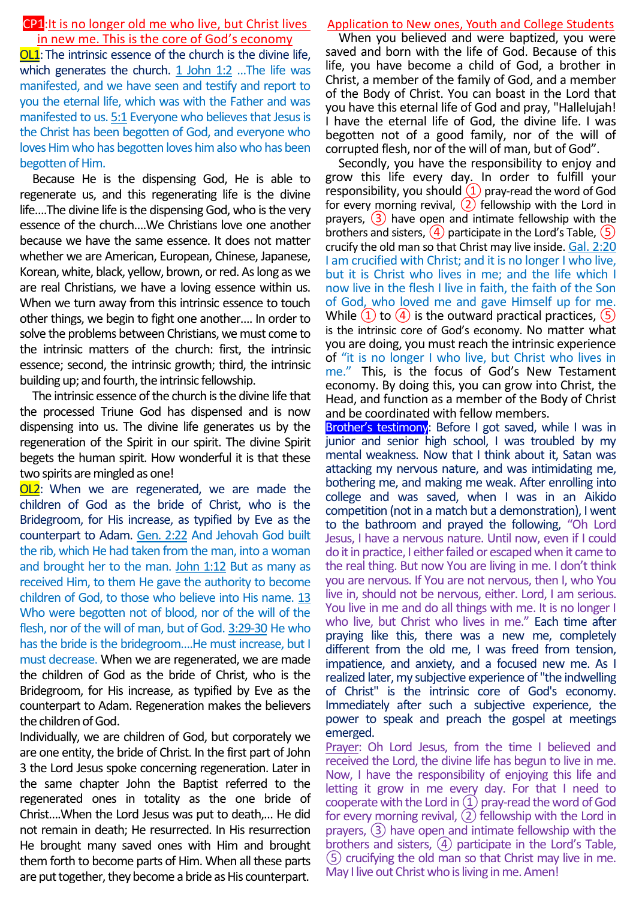**CP1**:It is no longer old me who live, but Christ lives in new me. This is the core of God's economy

**OL1**: The intrinsic essence of the church is the divine life, which generates the church. 1 John 1:2 …The life was manifested, and we have seen and testify and report to you the eternal life, which was with the Father and was manifested to us. 5:1 Everyone who believes that Jesus is the Christ has been begotten of God, and everyone who loves Him who has begotten loves him also who has been begotten of Him.

Because He is the dispensing God, He is able to regenerate us, and this regenerating life is the divine life….The divine life is the dispensing God, who is the very essence of the church….We Christians love one another because we have the same essence. It does not matter whether we are American, European, Chinese, Japanese, Korean, white, black, yellow, brown, or red. As long as we are real Christians, we have a loving essence within us. When we turn away from this intrinsic essence to touch other things, we begin to fight one another…. In order to solve the problems between Christians, we must come to the intrinsic matters of the church: first, the intrinsic essence; second, the intrinsic growth; third, the intrinsic building up; and fourth, the intrinsic fellowship.

The intrinsic essence of the church is the divine life that the processed Triune God has dispensed and is now dispensing into us. The divine life generates us by the regeneration of the Spirit in our spirit. The divine Spirit begets the human spirit. How wonderful it is that these two spirits are mingled as one!

**OL2**: When we are regenerated, we are made the children of God as the bride of Christ, who is the Bridegroom, for His increase, as typified by Eve as the counterpart to Adam. Gen. 2:22 And Jehovah God built the rib, which He had taken from the man, into a woman and brought her to the man. John 1:12 But as many as received Him, to them He gave the authority to become children of God, to those who believe into His name. 13 Who were begotten not of blood, nor of the will of the flesh, nor of the will of man, but of God. 3:29-30 He who has the bride is the bridegroom….He must increase, but I must decrease. When we are regenerated, we are made the children of God as the bride of Christ, who is the Bridegroom, for His increase, as typified by Eve as the counterpart to Adam. Regeneration makes the believers the children of God.

Individually, we are children of God, but corporately we are one entity, the bride of Christ. In the first part of John 3 the Lord Jesus spoke concerning regeneration. Later in the same chapter John the Baptist referred to the regenerated ones in totality as the one bride of Christ….When the Lord Jesus was put to death,… He did not remain in death; He resurrected. In His resurrection He brought many saved ones with Him and brought them forth to become parts of Him. When all these parts are put together, they become a bride as His counterpart.

**Application to New ones, Youth and College Students**

When you believed and were baptized, you were saved and born with the life of God. Because of this life, you have become a child of God, a brother in Christ, a member of the family of God, and a member of the Body of Christ. You can boast in the Lord that you have this eternal life of God and pray, "Hallelujah! I have the eternal life of God, the divine life. I was begotten not of a good family, nor of the will of corrupted flesh, nor of the will of man, but of God".

Secondly, you have the responsibility to enjoy and grow this life every day. In order to fulfill your responsibility, you should ① pray-read the word of God for every morning revival, ② fellowship with the Lord in prayers, ③ have open and intimate fellowship with the brothers and sisters, ④ participate in the Lord's Table, ⑤ crucify the old man so that Christ may live inside. Gal. 2:20 I am crucified with Christ; and it is no longer I who live, but it is Christ who lives in me; and the life which I now live in the flesh I live in faith, the faith of the Son of God, who loved me and gave Himself up for me. While ① to ④ is the outward practical practices, ⑤ is the intrinsic core of God's economy. No matter what you are doing, you must reach the intrinsic experience of "it is no longer I who live, but Christ who lives in me." This, is the focus of God's New Testament economy. By doing this, you can grow into Christ, the Head, and function as a member of the Body of Christ and be coordinated with fellow members.

**Brother's testimony**: Before I got saved, while I was in junior and senior high school, I was troubled by my mental weakness. Now that I think about it, Satan was attacking my nervous nature, and was intimidating me, bothering me, and making me weak. After enrolling into college and was saved, when I was in an Aikido competition (not in a match but a demonstration), I went to the bathroom and prayed the following, "Oh Lord Jesus, I have a nervous nature. Until now, even if I could do it in practice, I either failed or escaped when it came to the real thing. But now You are living in me. I don't think you are nervous. If You are not nervous, then I, who You live in, should not be nervous, either. Lord, I am serious. You live in me and do all things with me. It is no longer I who live, but Christ who lives in me." Each time after praying like this, there was a new me, completely different from the old me, I was freed from tension, impatience, and anxiety, and a focused new me. As I realized later, my subjective experience of "the indwelling of Christ" is the intrinsic core of God's economy. Immediately after such a subjective experience, the power to speak and preach the gospel at meetings emerged.

Prayer: Oh Lord Jesus, from the time I believed and received the Lord, the divine life has begun to live in me. Now, I have the responsibility of enjoying this life and letting it grow in me every day. For that I need to cooperate with the Lord in ① pray-read the word of God for every morning revival, ② fellowship with the Lord in prayers, ③ have open and intimate fellowship with the brothers and sisters, ④ participate in the Lord's Table, ⑤ crucifying the old man so that Christ may live in me. May I live out Christ who is living in me. Amen!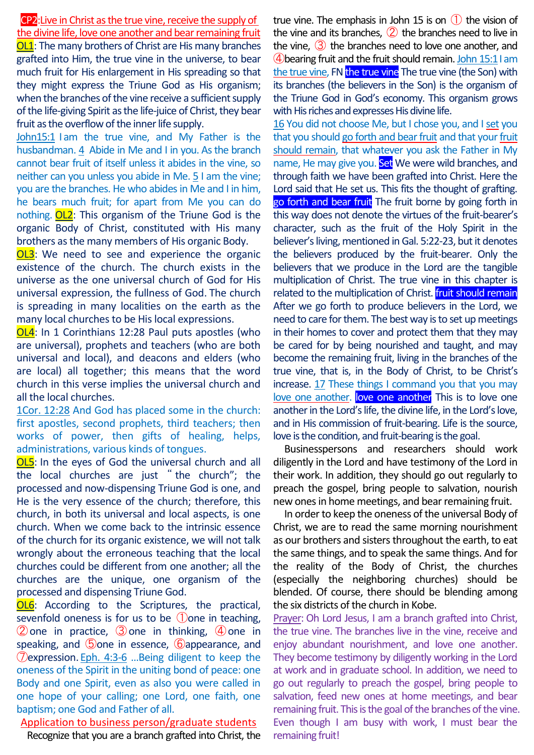**CP2**: Live in Christ as the true vine, receive the supply of the divine life, love one another and bear remaining fruit

**OL1**: The many brothers of Christ are His many branches grafted into Him, the true vine in the universe, to bear much fruit for His enlargement in His spreading so that they might express the Triune God as His organism; when the branches of the vine receive a sufficient supply of the life-giving Spirit as the life-juice of Christ, they bear fruit as the overflow of the inner life supply.

John15:1 I am the true vine, and My Father is the husbandman. 4 Abide in Me and I in you. As the branch cannot bear fruit of itself unless it abides in the vine, so neither can you unless you abide in Me. 5 I am the vine; you are the branches. He who abides in Me and I in him, he bears much fruit; for apart from Me you can do nothing.

**OL2**: This organism of the Triune God is the organic Body of Christ, constituted with His many brothers as the many members of His organic Body.

**OL3**: We need to see and experience the organic existence of the church. The church exists in the universe as the one universal church of God for His universal expression, the fullness of God. The church is spreading in many localities on the earth as the many local churches to be His local expressions.

**OL4**: In 1 Corinthians 12:28 Paul puts apostles (who are universal), prophets and teachers (who are both universal and local), and deacons and elders (who are local) all together; this means that the word church in this verse implies the universal church and all the local churches.

1Cor. 12:28 And God has placed some in the church: first apostles, second prophets, third teachers; then works of power, then gifts of healing, helps, administrations, various kinds of tongues.

**OL5**: In the eyes of God the universal church and all the local churches are just "the church"; the processed and now-dispensing Triune God is one, and He is the very essence of the church; therefore, this church, in both its universal and local aspects, is one church. When we come back to the intrinsic essence of the church for its organic existence, we will not talk wrongly about the erroneous teaching that the local churches could be different from one another; all the churches are the unique, one organism of the processed and dispensing Triune God.

**OL6**: According to the Scriptures, the practical, sevenfold oneness is for us to be ①one in teaching, ②one in practice, ③one in thinking, ④one in speaking, and ⑤one in essence, ⑥appearance, and ⑦expression. Eph. 4:3-6 …Being diligent to keep the oneness of the Spirit in the uniting bond of peace: one Body and one Spirit, even as also you were called in one hope of your calling; one Lord, one faith, one baptism; one God and Father of all.

**Application to business person/graduate students**

Recognize that you are a branch grafted into Christ, the true vine. The emphasis in John 15 is on ① the vision of the vine and its branches, ② the branches need to live in the vine, ③ the branches need to love one another, and ④bearing fruit and the fruit should remain. John 15:1 I am the true vine, FN **the true vine** The true vine (the Son) with its branches (the believers in the Son) is the organism of the Triune God in God's economy. This organism grows with His riches and expresses His divine life.

16 You did not choose Me, but I chose you, and I set you that you should go forth and bear fruit and that your fruit should remain, that whatever you ask the Father in My name, He may give you. **Set** We were wild branches, and through faith we have been grafted into Christ. Here the Lord said that He set us. This fits the thought of grafting. **go forth and bear fruit** The fruit borne by going forth in this way does not denote the virtues of the fruit-bearer's character, such as the fruit of the Holy Spirit in the believer's living, mentioned in Gal. 5:22-23, but it denotes the believers produced by the fruit-bearer. Only the believers that we produce in the Lord are the tangible multiplication of Christ. The true vine in this chapter is related to the multiplication of Christ. **fruit should remain** After we go forth to produce believers in the Lord, we need to care for them. The best way is to set up meetings in their homes to cover and protect them that they may be cared for by being nourished and taught, and may become the remaining fruit, living in the branches of the true vine, that is, in the Body of Christ, to be Christ's increase. 17 These things I command you that you may love one another. **love one another** This is to love one another in the Lord's life, the divine life, in the Lord's love, and in His commission of fruit-bearing. Life is the source, love is the condition, and fruit-bearing is the goal.

Businesspersons and researchers should work diligently in the Lord and have testimony of the Lord in their work. In addition, they should go out regularly to preach the gospel, bring people to salvation, nourish new ones in home meetings, and bear remaining fruit.

In order to keep the oneness of the universal Body of Christ, we are to read the same morning nourishment as our brothers and sisters throughout the earth, to eat the same things, and to speak the same things. And for the reality of the Body of Christ, the churches (especially the neighboring churches) should be blended. Of course, there should be blending among the six districts of the church in Kobe.

Prayer: Oh Lord Jesus, I am a branch grafted into Christ, the true vine. The branches live in the vine, receive and enjoy abundant nourishment, and love one another. They become testimony by diligently working in the Lord at work and in graduate school. In addition, we need to go out regularly to preach the gospel, bring people to salvation, feed new ones at home meetings, and bear remaining fruit. This is the goal of the branches of the vine. Even though I am busy with work, I must bear the remaining fruit!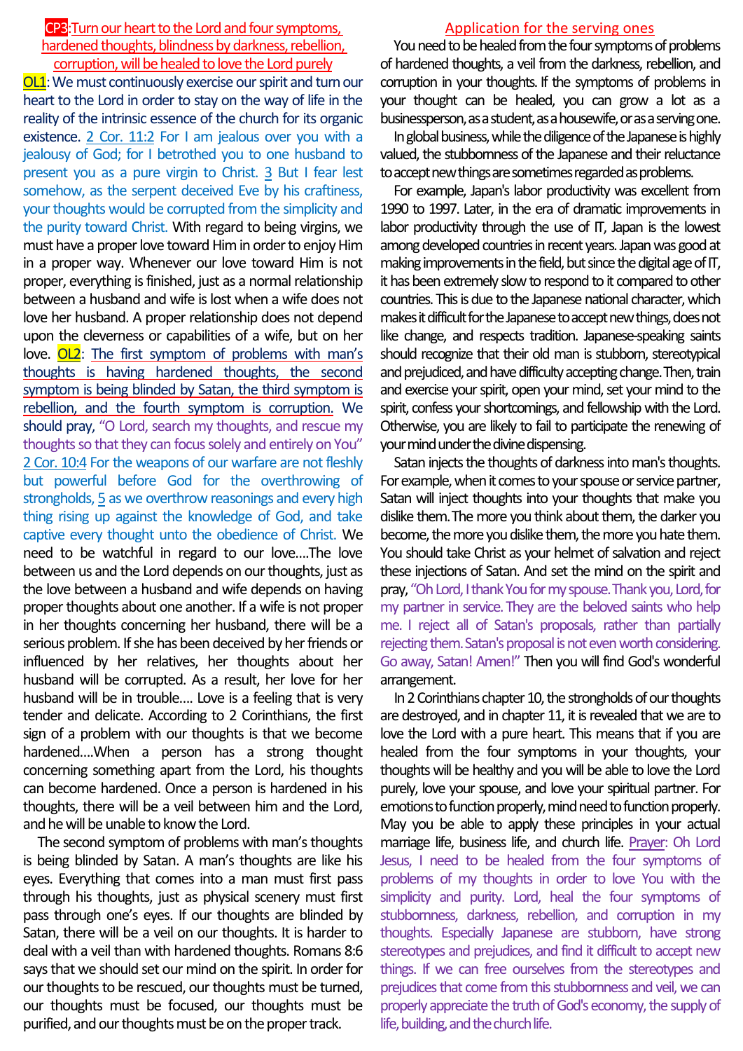## CP3: Turn our heart to the Lord and four symptoms, hardened thoughts, blindness by darkness, rebellion, corruption, will be healed to love the Lord purely

**OL1**: We must continuously exercise our spirit and turn our heart to the Lord in order to stay on the way of life in the reality of the intrinsic essence of the church for its organic existence. 2 Cor. 11:2 For I am jealous over you with a jealousy of God; for I betrothed you to one husband to present you as a pure virgin to Christ. 3 But I fear lest somehow, as the serpent deceived Eve by his craftiness, your thoughts would be corrupted from the simplicity and the purity toward Christ. With regard to being virgins, we must have a proper love toward Him in order to enjoy Him in a proper way. Whenever our love toward Him is not proper, everything is finished, just as a normal relationship between a husband and wife is lost when a wife does not love her husband. A proper relationship does not depend upon the cleverness or capabilities of a wife, but on her love. **OL2**: The first symptom of problems with man's thoughts is having hardened thoughts, the second symptom is being blinded by Satan, the third symptom is rebellion, and the fourth symptom is corruption. We should pray, "O Lord, search my thoughts, and rescue my thoughts so that they can focus solely and entirely on You" 2 Cor. 10:4 For the weapons of our warfare are not fleshly but powerful before God for the overthrowing of strongholds, 5 as we overthrow reasonings and every high thing rising up against the knowledge of God, and take captive every thought unto the obedience of Christ. We need to be watchful in regard to our love….The love between us and the Lord depends on our thoughts, just as the love between a husband and wife depends on having proper thoughts about one another. If a wife is not proper in her thoughts concerning her husband, there will be a serious problem. If she has been deceived by her friends or influenced by her relatives, her thoughts about her husband will be corrupted. As a result, her love for her husband will be in trouble…. Love is a feeling that is very tender and delicate. According to 2 Corinthians, the first sign of a problem with our thoughts is that we become hardened….When a person has a strong thought concerning something apart from the Lord, his thoughts can become hardened. Once a person is hardened in his thoughts, there will be a veil between him and the Lord, and he will be unable to know the Lord.

The second symptom of problems with man's thoughts is being blinded by Satan. A man's thoughts are like his eyes. Everything that comes into a man must first pass through his thoughts, just as physical scenery must first pass through one's eyes. If our thoughts are blinded by Satan, there will be a veil on our thoughts. It is harder to deal with a veil than with hardened thoughts. Romans 8:6 says that we should set our mind on the spirit. In order for our thoughts to be rescued, our thoughts must be turned, our thoughts must be focused, our thoughts must be purified, and our thoughts must be on the proper track.

## Application for the serving ones

You need to be healed from the four symptoms of problems of hardened thoughts, a veil from the darkness, rebellion, and corruption in your thoughts. If the symptoms of problems in your thought can be healed, you can grow a lot as a businessperson, as a student, as a housewife, or as a serving one.

In global business, while the diligence of the Japanese is highly valued, the stubbornness of the Japanese and their reluctance to accept new things are sometimes regarded as problems.

For example, Japan's labor productivity was excellent from 1990 to 1997. Later, in the era of dramatic improvements in labor productivity through the use of IT, Japan is the lowest among developed countries in recent years. Japan was good at making improvements in the field, but since the digital age of IT, it has been extremely slow to respond to it compared to other countries. This is due to the Japanese national character, which makes it difficult for the Japanese to accept new things, does not like change, and respects tradition. Japanese-speaking saints should recognize that their old man is stubborn, stereotypical and prejudiced, and have difficulty accepting change. Then, train and exercise your spirit, open your mind, set your mind to the spirit, confess your shortcomings, and fellowship with the Lord. Otherwise, you are likely to fail to participate the renewing of your mind under the divine dispensing.

Satan injects the thoughts of darkness into man's thoughts. For example, when it comes to your spouse or service partner, Satan will inject thoughts into your thoughts that make you dislike them. The more you think about them, the darker you become, the more you dislike them, the more you hate them. You should take Christ as your helmet of salvation and reject these injections of Satan. And set the mind on the spirit and pray, "Oh Lord, I thank You for my spouse. Thank you, Lord, for my partner in service. They are the beloved saints who help me. I reject all of Satan's proposals, rather than partially rejecting them. Satan's proposal is not even worth considering. Go away, Satan! Amen!" Then you will find God's wonderful arrangement.

In 2 Corinthians chapter 10, the strongholds of our thoughts are destroyed, and in chapter 11, it is revealed that we are to love the Lord with a pure heart. This means that if you are healed from the four symptoms in your thoughts, your thoughts will be healthy and you will be able to love the Lord purely, love your spouse, and love your spiritual partner. For emotions to function properly, mind need to function properly. May you be able to apply these principles in your actual marriage life, business life, and church life. Prayer: Oh Lord Jesus, I need to be healed from the four symptoms of problems of my thoughts in order to love You with the simplicity and purity. Lord, heal the four symptoms of stubbornness, darkness, rebellion, and corruption in my thoughts. Especially Japanese are stubborn, have strong stereotypes and prejudices, and find it difficult to accept new things. If we can free ourselves from the stereotypes and prejudices that come from this stubbornness and veil, we can properly appreciate the truth of God's economy, the supply of life, building, and the church life.